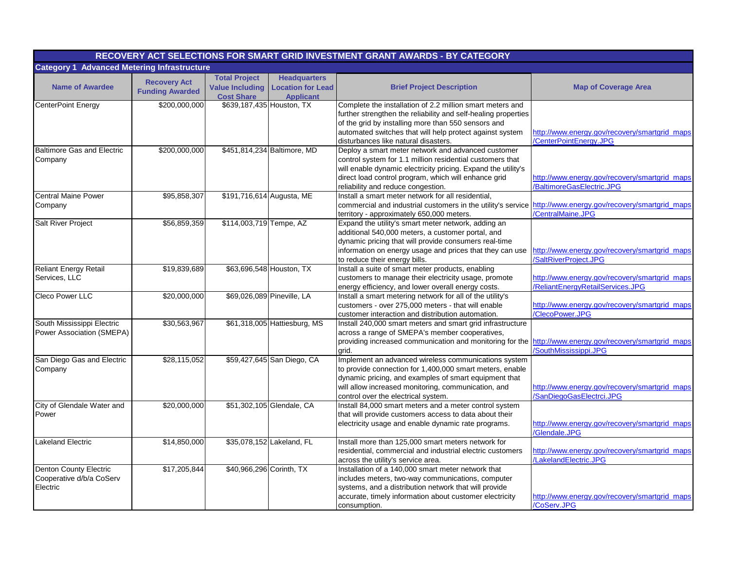# RECOVERY ACT SELECTIONS FOR SMART GRID INVESTMENT GRANT AWARDS - BY CATEGORY

## Category 1 Advanced Metering Infrastructure

| Name of Awardee | Recovery Act Funding Awarded | Total Project Value Including Cost Share | Headquarters Location for Lead Applicant | Brief Project Description | Map of Coverage Area |
|---|---|---|---|---|---|
| CenterPoint Energy | $200,000,000 | $639,187,435 | Houston, TX | Complete the installation of 2.2 million smart meters and further strengthen the reliability and self-healing properties of the grid by installing more than 550 sensors and automated switches that will help protect against system disturbances like natural disasters. | http://www.energy.gov/recovery/smartgrid_maps/CenterPointEnergy.JPG |
| Baltimore Gas and Electric Company | $200,000,000 | $451,814,234 | Baltimore, MD | Deploy a smart meter network and advanced customer control system for 1.1 million residential customers that will enable dynamic electricity pricing. Expand the utility's direct load control program, which will enhance grid reliability and reduce congestion. | http://www.energy.gov/recovery/smartgrid_maps/BaltimoreGasElectric.JPG |
| Central Maine Power Company | $95,858,307 | $191,716,614 | Augusta, ME | Install a smart meter network for all residential, commercial and industrial customers in the utility's service territory - approximately 650,000 meters. | http://www.energy.gov/recovery/smartgrid_maps/CentralMaine.JPG |
| Salt River Project | $56,859,359 | $114,003,719 | Tempe, AZ | Expand the utility's smart meter network, adding an additional 540,000 meters, a customer portal, and dynamic pricing that will provide consumers real-time information on energy usage and prices that they can use to reduce their energy bills. | http://www.energy.gov/recovery/smartgrid_maps/SaltRiverProject.JPG |
| Reliant Energy Retail Services, LLC | $19,839,689 | $63,696,548 | Houston, TX | Install a suite of smart meter products, enabling customers to manage their electricity usage, promote energy efficiency, and lower overall energy costs. | http://www.energy.gov/recovery/smartgrid_maps/ReliantEnergyRetailServices.JPG |
| Cleco Power LLC | $20,000,000 | $69,026,089 | Pineville, LA | Install a smart metering network for all of the utility's customers - over 275,000 meters - that will enable customer interaction and distribution automation. | http://www.energy.gov/recovery/smartgrid_maps/ClecoPower.JPG |
| South Mississippi Electric Power Association (SMEPA) | $30,563,967 | $61,318,005 | Hattiesburg, MS | Install 240,000 smart meters and smart grid infrastructure across a range of SMEPA's member cooperatives, providing increased communication and monitoring for the grid. | http://www.energy.gov/recovery/smartgrid_maps/SouthMississippi.JPG |
| San Diego Gas and Electric Company | $28,115,052 | $59,427,645 | San Diego, CA | Implement an advanced wireless communications system to provide connection for 1,400,000 smart meters, enable dynamic pricing, and examples of smart equipment that will allow increased monitoring, communication, and control over the electrical system. | http://www.energy.gov/recovery/smartgrid_maps/SanDiegoGasElectrci.JPG |
| City of Glendale Water and Power | $20,000,000 | $51,302,105 | Glendale, CA | Install 84,000 smart meters and a meter control system that will provide customers access to data about their electricity usage and enable dynamic rate programs. | http://www.energy.gov/recovery/smartgrid_maps/Glendale.JPG |
| Lakeland Electric | $14,850,000 | $35,078,152 | Lakeland, FL | Install more than 125,000 smart meters network for residential, commercial and industrial electric customers across the utility's service area. | http://www.energy.gov/recovery/smartgrid_maps/LakelandElectric.JPG |
| Denton County Electric Cooperative d/b/a CoServ Electric | $17,205,844 | $40,966,296 | Corinth, TX | Installation of a 140,000 smart meter network that includes meters, two-way communications, computer systems, and a distribution network that will provide accurate, timely information about customer electricity consumption. | http://www.energy.gov/recovery/smartgrid_maps/CoServ.JPG |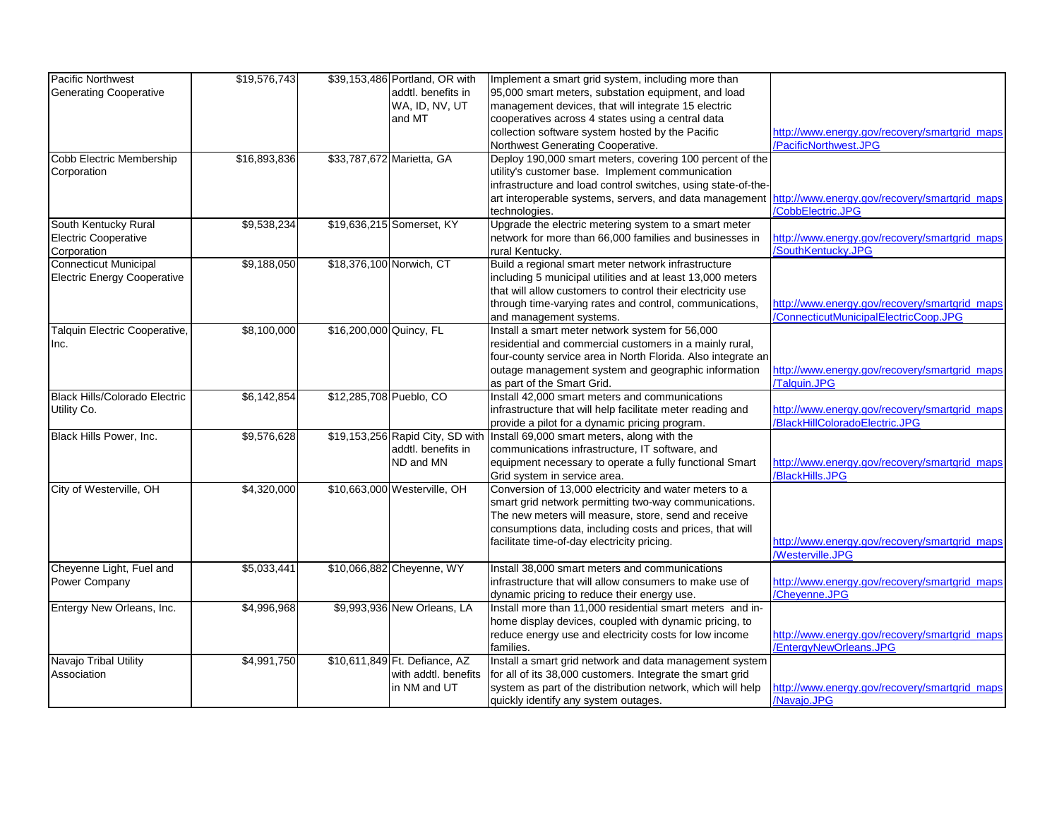| | | | | | |
|---|---|---|---|---|---|
| Pacific Northwest Generating Cooperative | $19,576,743 | $39,153,486 | Portland, OR with addtl. benefits in WA, ID, NV, UT and MT | Implement a smart grid system, including more than 95,000 smart meters, substation equipment, and load management devices, that will integrate 15 electric cooperatives across 4 states using a central data collection software system hosted by the Pacific Northwest Generating Cooperative. | http://www.energy.gov/recovery/smartgrid_maps/PacificNorthwest.JPG |
| Cobb Electric Membership Corporation | $16,893,836 | $33,787,672 | Marietta, GA | Deploy 190,000 smart meters, covering 100 percent of the utility's customer base. Implement communication infrastructure and load control switches, using state-of-the-art interoperable systems, servers, and data management technologies. | http://www.energy.gov/recovery/smartgrid_maps/CobbElectric.JPG |
| South Kentucky Rural Electric Cooperative Corporation | $9,538,234 | $19,636,215 | Somerset, KY | Upgrade the electric metering system to a smart meter network for more than 66,000 families and businesses in rural Kentucky. | http://www.energy.gov/recovery/smartgrid_maps/SouthKentucky.JPG |
| Connecticut Municipal Electric Energy Cooperative | $9,188,050 | $18,376,100 | Norwich, CT | Build a regional smart meter network infrastructure including 5 municipal utilities and at least 13,000 meters that will allow customers to control their electricity use through time-varying rates and control, communications, and management systems. | http://www.energy.gov/recovery/smartgrid_maps/ConnecticutMunicipalElectricCoop.JPG |
| Talquin Electric Cooperative, Inc. | $8,100,000 | $16,200,000 | Quincy, FL | Install a smart meter network system for 56,000 residential and commercial customers in a mainly rural, four-county service area in North Florida. Also integrate an outage management system and geographic information as part of the Smart Grid. | http://www.energy.gov/recovery/smartgrid_maps/Talquin.JPG |
| Black Hills/Colorado Electric Utility Co. | $6,142,854 | $12,285,708 | Pueblo, CO | Install 42,000 smart meters and communications infrastructure that will help facilitate meter reading and provide a pilot for a dynamic pricing program. | http://www.energy.gov/recovery/smartgrid_maps/BlackHillColoradoElectric.JPG |
| Black Hills Power, Inc. | $9,576,628 | $19,153,256 | Rapid City, SD with addtl. benefits in ND and MN | Install 69,000 smart meters, along with the communications infrastructure, IT software, and equipment necessary to operate a fully functional Smart Grid system in service area. | http://www.energy.gov/recovery/smartgrid_maps/BlackHills.JPG |
| City of Westerville, OH | $4,320,000 | $10,663,000 | Westerville, OH | Conversion of 13,000 electricity and water meters to a smart grid network permitting two-way communications. The new meters will measure, store, send and receive consumptions data, including costs and prices, that will facilitate time-of-day electricity pricing. | http://www.energy.gov/recovery/smartgrid_maps/Westerville.JPG |
| Cheyenne Light, Fuel and Power Company | $5,033,441 | $10,066,882 | Cheyenne, WY | Install 38,000 smart meters and communications infrastructure that will allow consumers to make use of dynamic pricing to reduce their energy use. | http://www.energy.gov/recovery/smartgrid_maps/Cheyenne.JPG |
| Entergy New Orleans, Inc. | $4,996,968 | $9,993,936 | New Orleans, LA | Install more than 11,000 residential smart meters and in-home display devices, coupled with dynamic pricing, to reduce energy use and electricity costs for low income families. | http://www.energy.gov/recovery/smartgrid_maps/EntergyNewOrleans.JPG |
| Navajo Tribal Utility Association | $4,991,750 | $10,611,849 | Ft. Defiance, AZ with addtl. benefits in NM and UT | Install a smart grid network and data management system for all of its 38,000 customers. Integrate the smart grid system as part of the distribution network, which will help quickly identify any system outages. | http://www.energy.gov/recovery/smartgrid_maps/Navajo.JPG |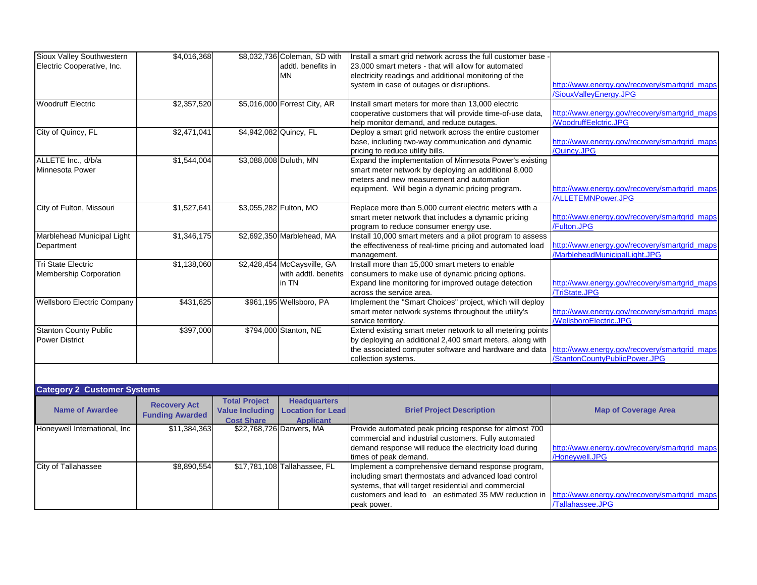| | | | | | |
|---|---|---|---|---|---|
| Sioux Valley Southwestern Electric Cooperative, Inc. | $4,016,368 | $8,032,736 | Coleman, SD with addtl. benefits in MN | Install a smart grid network across the full customer base - 23,000 smart meters - that will allow for automated electricity readings and additional monitoring of the system in case of outages or disruptions. | http://www.energy.gov/recovery/smartgrid_maps/SiouxValleyEnergy.JPG |
| Woodruff Electric | $2,357,520 | $5,016,000 | Forrest City, AR | Install smart meters for more than 13,000 electric cooperative customers that will provide time-of-use data, help monitor demand, and reduce outages. | http://www.energy.gov/recovery/smartgrid_maps/WoodruffEelctric.JPG |
| City of Quincy, FL | $2,471,041 | $4,942,082 | Quincy, FL | Deploy a smart grid network across the entire customer base, including two-way communication and dynamic pricing to reduce utility bills. | http://www.energy.gov/recovery/smartgrid_maps/Quincy.JPG |
| ALLETE Inc., d/b/a Minnesota Power | $1,544,004 | $3,088,008 | Duluth, MN | Expand the implementation of Minnesota Power's existing smart meter network by deploying an additional 8,000 meters and new measurement and automation equipment. Will begin a dynamic pricing program. | http://www.energy.gov/recovery/smartgrid_maps/ALLETEMNPower.JPG |
| City of Fulton, Missouri | $1,527,641 | $3,055,282 | Fulton, MO | Replace more than 5,000 current electric meters with a smart meter network that includes a dynamic pricing program to reduce consumer energy use. | http://www.energy.gov/recovery/smartgrid_maps/Fulton.JPG |
| Marblehead Municipal Light Department | $1,346,175 | $2,692,350 | Marblehead, MA | Install 10,000 smart meters and a pilot program to assess the effectiveness of real-time pricing and automated load management. | http://www.energy.gov/recovery/smartgrid_maps/MarbleheadMunicipalLight.JPG |
| Tri State Electric Membership Corporation | $1,138,060 | $2,428,454 | McCaysville, GA with addtl. benefits in TN | Install more than 15,000 smart meters to enable consumers to make use of dynamic pricing options. Expand line monitoring for improved outage detection across the service area. | http://www.energy.gov/recovery/smartgrid_maps/TriState.JPG |
| Wellsboro Electric Company | $431,625 | $961,195 | Wellsboro, PA | Implement the "Smart Choices" project, which will deploy smart meter network systems throughout the utility's service territory. | http://www.energy.gov/recovery/smartgrid_maps/WellsboroElectric.JPG |
| Stanton County Public Power District | $397,000 | $794,000 | Stanton, NE | Extend existing smart meter network to all metering points by deploying an additional 2,400 smart meters, along with the associated computer software and hardware and data collection systems. | http://www.energy.gov/recovery/smartgrid_maps/StantonCountyPublicPower.JPG |

**Category 2 Customer Systems**

| Name of Awardee | Recovery Act Funding Awarded | Total Project Value Including Cost Share | Headquarters Location for Lead Applicant | Brief Project Description | Map of Coverage Area |
|---|---|---|---|---|---|
| Honeywell International, Inc | $11,384,363 | $22,768,726 | Danvers, MA | Provide automated peak pricing response for almost 700 commercial and industrial customers. Fully automated demand response will reduce the electricity load during times of peak demand. | http://www.energy.gov/recovery/smartgrid_maps/Honeywell.JPG |
| City of Tallahassee | $8,890,554 | $17,781,108 | Tallahassee, FL | Implement a comprehensive demand response program, including smart thermostats and advanced load control systems, that will target residential and commercial customers and lead to an estimated 35 MW reduction in peak power. | http://www.energy.gov/recovery/smartgrid_maps/Tallahassee.JPG |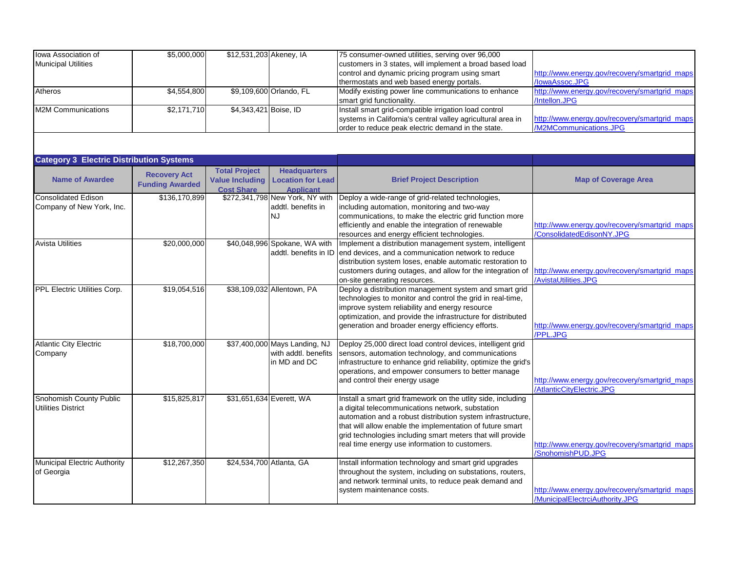| | | | | | |
|---|---|---|---|---|---|
| Iowa Association of Municipal Utilities | $5,000,000 | $12,531,203 | Akeney, IA | 75 consumer-owned utilities, serving over 96,000 customers in 3 states, will implement a broad based load control and dynamic pricing program using smart thermostats and web based energy portals. | http://www.energy.gov/recovery/smartgrid_maps/IowaAssoc.JPG |
| Atheros | $4,554,800 | $9,109,600 | Orlando, FL | Modify existing power line communications to enhance smart grid functionality. | http://www.energy.gov/recovery/smartgrid_maps/Intellon.JPG |
| M2M Communications | $2,171,710 | $4,343,421 | Boise, ID | Install smart grid-compatible irrigation load control systems in California's central valley agricultural area in order to reduce peak electric demand in the state. | http://www.energy.gov/recovery/smartgrid_maps/M2MCommunications.JPG |

**Category 3 Electric Distribution Systems**

| Name of Awardee | Recovery Act Funding Awarded | Total Project Value Including Cost Share | Headquarters Location for Lead Applicant | Brief Project Description | Map of Coverage Area |
|---|---|---|---|---|---|
| Consolidated Edison Company of New York, Inc. | $136,170,899 | $272,341,798 | New York, NY with addtl. benefits in NJ | Deploy a wide-range of grid-related technologies, including automation, monitoring and two-way communications, to make the electric grid function more efficiently and enable the integration of renewable resources and energy efficient technologies. | http://www.energy.gov/recovery/smartgrid_maps/ConsolidatedEdisonNY.JPG |
| Avista Utilities | $20,000,000 | $40,048,996 | Spokane, WA with addtl. benefits in ID | Implement a distribution management system, intelligent end devices, and a communication network to reduce distribution system loses, enable automatic restoration to customers during outages, and allow for the integration of on-site generating resources. | http://www.energy.gov/recovery/smartgrid_maps/AvistaUtilities.JPG |
| PPL Electric Utilities Corp. | $19,054,516 | $38,109,032 | Allentown, PA | Deploy a distribution management system and smart grid technologies to monitor and control the grid in real-time, improve system reliability and energy resource optimization, and provide the infrastructure for distributed generation and broader energy efficiency efforts. | http://www.energy.gov/recovery/smartgrid_maps/PPL.JPG |
| Atlantic City Electric Company | $18,700,000 | $37,400,000 | Mays Landing, NJ with addtl. benefits in MD and DC | Deploy 25,000 direct load control devices, intelligent grid sensors, automation technology, and communications infrastructure to enhance grid reliability, optimize the grid's operations, and empower consumers to better manage and control their energy usage | http://www.energy.gov/recovery/smartgrid_maps/AtlanticCityElectric.JPG |
| Snohomish County Public Utilities District | $15,825,817 | $31,651,634 | Everett, WA | Install a smart grid framework on the utlity side, including a digital telecommunications network, substation automation and a robust distribution system infrastructure, that will allow enable the implementation of future smart grid technologies including smart meters that will provide real time energy use information to customers. | http://www.energy.gov/recovery/smartgrid_maps/SnohomishPUD.JPG |
| Municipal Electric Authority of Georgia | $12,267,350 | $24,534,700 | Atlanta, GA | Install information technology and smart grid upgrades throughout the system, including on substations, routers, and network terminal units, to reduce peak demand and system maintenance costs. | http://www.energy.gov/recovery/smartgrid_maps/MunicipalElectrciAuthority.JPG |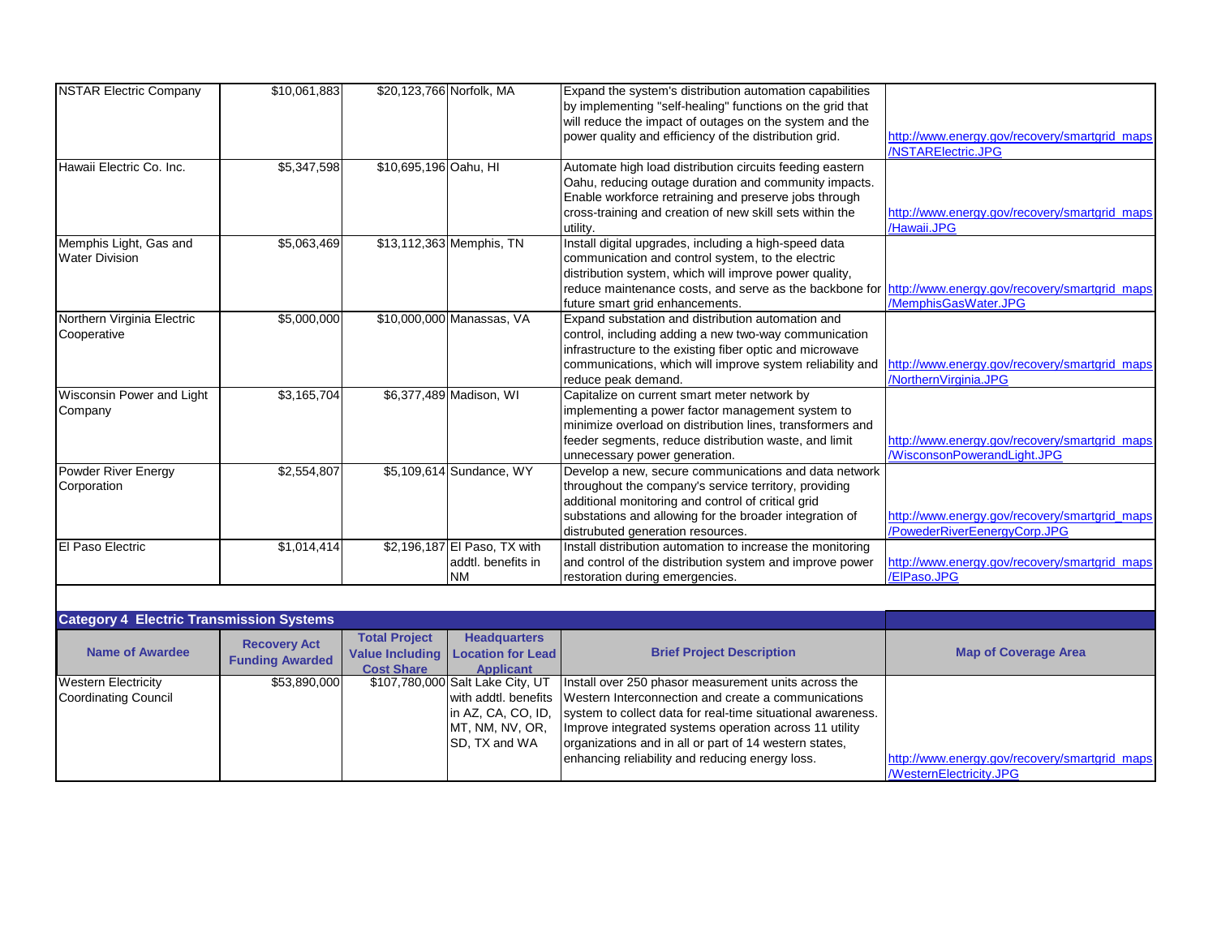| NSTAR Electric Company | $10,061,883 | $20,123,766 | Norfolk, MA | Expand the system's distribution automation capabilities by implementing "self-healing" functions on the grid that will reduce the impact of outages on the system and the power quality and efficiency of the distribution grid. | http://www.energy.gov/recovery/smartgrid_maps/NSTARElectric.JPG |
|---|---|---|---|---|---|
| Hawaii Electric Co. Inc. | $5,347,598 | $10,695,196 | Oahu, HI | Automate high load distribution circuits feeding eastern Oahu, reducing outage duration and community impacts. Enable workforce retraining and preserve jobs through cross-training and creation of new skill sets within the utility. | http://www.energy.gov/recovery/smartgrid_maps/Hawaii.JPG |
| Memphis Light, Gas and Water Division | $5,063,469 | $13,112,363 | Memphis, TN | Install digital upgrades, including a high-speed data communication and control system, to the electric distribution system, which will improve power quality, reduce maintenance costs, and serve as the backbone for future smart grid enhancements. | http://www.energy.gov/recovery/smartgrid_maps/MemphisGasWater.JPG |
| Northern Virginia Electric Cooperative | $5,000,000 | $10,000,000 | Manassas, VA | Expand substation and distribution automation and control, including adding a new two-way communication infrastructure to the existing fiber optic and microwave communications, which will improve system reliability and reduce peak demand. | http://www.energy.gov/recovery/smartgrid_maps/NorthernVirginia.JPG |
| Wisconsin Power and Light Company | $3,165,704 | $6,377,489 | Madison, WI | Capitalize on current smart meter network by implementing a power factor management system to minimize overload on distribution lines, transformers and feeder segments, reduce distribution waste, and limit unnecessary power generation. | http://www.energy.gov/recovery/smartgrid_maps/WisconsonPowerandLight.JPG |
| Powder River Energy Corporation | $2,554,807 | $5,109,614 | Sundance, WY | Develop a new, secure communications and data network throughout the company's service territory, providing additional monitoring and control of critical grid substations and allowing for the broader integration of distrubuted generation resources. | http://www.energy.gov/recovery/smartgrid_maps/PowederRiverEeneryCorp.JPG |
| El Paso Electric | $1,014,414 | $2,196,187 | El Paso, TX with addtl. benefits in NM | Install distribution automation to increase the monitoring and control of the distribution system and improve power restoration during emergencies. | http://www.energy.gov/recovery/smartgrid_maps/ElPaso.JPG |

**Category 4 Electric Transmission Systems**

| Name of Awardee | Recovery Act Funding Awarded | Total Project Value Including Cost Share | Headquarters Location for Lead Applicant | Brief Project Description | Map of Coverage Area |
|---|---|---|---|---|---|
| Western Electricity Coordinating Council | $53,890,000 | $107,780,000 | Salt Lake City, UT with addtl. benefits in AZ, CA, CO, ID, MT, NM, NV, OR, SD, TX and WA | Install over 250 phasor measurement units across the Western Interconnection and create a communications system to collect data for real-time situational awareness. Improve integrated systems operation across 11 utility organizations and in all or part of 14 western states, enhancing reliability and reducing energy loss. | http://www.energy.gov/recovery/smartgrid_maps/WesternElectricity.JPG |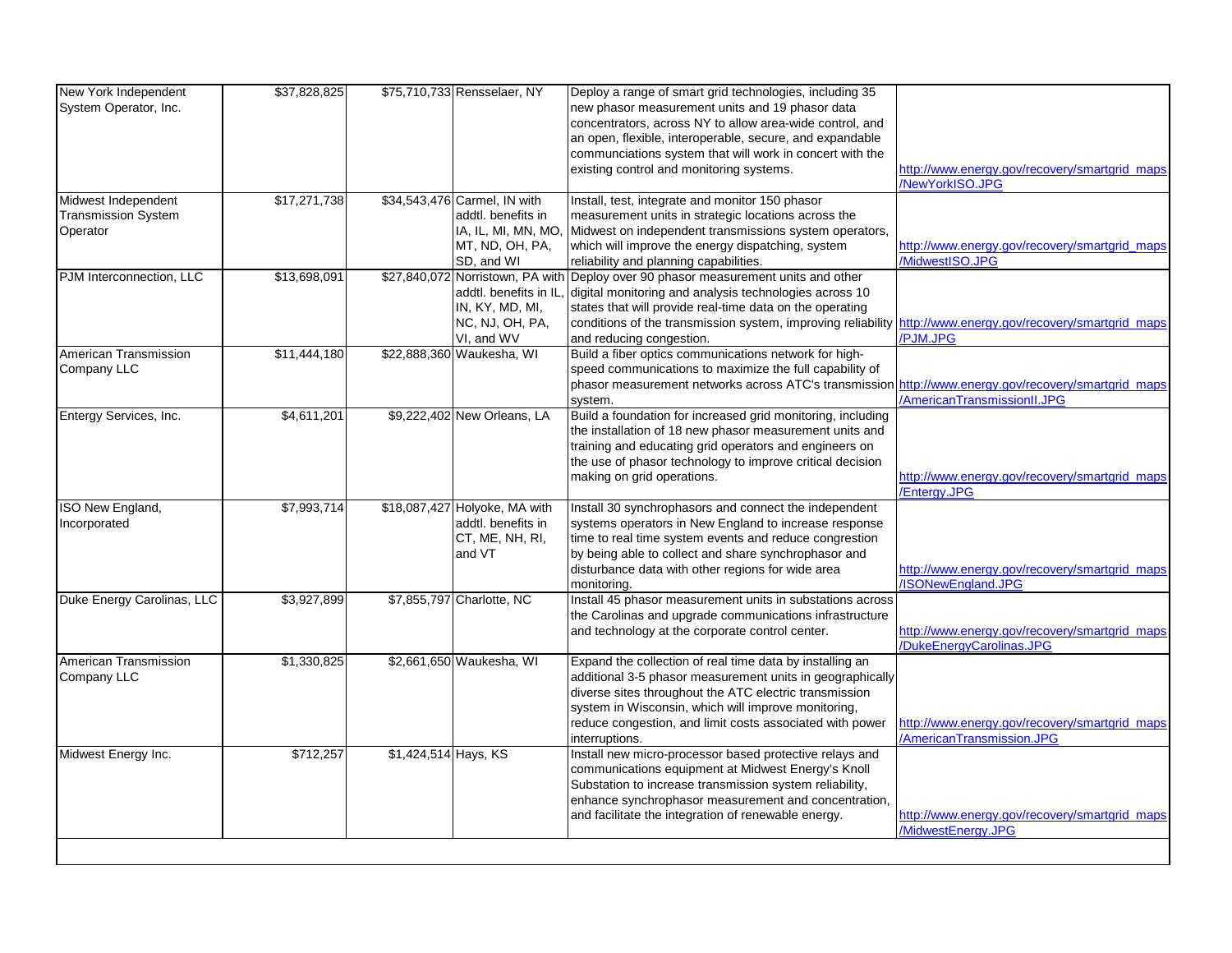| | | | | | |
|---|---|---|---|---|---|
| New York Independent System Operator, Inc. | $37,828,825 | $75,710,733 | Rensselaer, NY | Deploy a range of smart grid technologies, including 35 new phasor measurement units and 19 phasor data concentrators, across NY to allow area-wide control, and an open, flexible, interoperable, secure, and expandable communciations system that will work in concert with the existing control and monitoring systems. | http://www.energy.gov/recovery/smartgrid_maps/NewYorkISO.JPG |
| Midwest Independent Transmission System Operator | $17,271,738 | $34,543,476 | Carmel, IN with addtl. benefits in IA, IL, MI, MN, MO, MT, ND, OH, PA, SD, and WI | Install, test, integrate and monitor 150 phasor measurement units in strategic locations across the Midwest on independent transmissions system operators, which will improve the energy dispatching, system reliability and planning capabilities. | http://www.energy.gov/recovery/smartgrid_maps/MidwestISO.JPG |
| PJM Interconnection, LLC | $13,698,091 | $27,840,072 | Norristown, PA with addtl. benefits in IL, IN, KY, MD, MI, NC, NJ, OH, PA, VI, and WV | Deploy over 90 phasor measurement units and other digital monitoring and analysis technologies across 10 states that will provide real-time data on the operating conditions of the transmission system, improving reliability and reducing congestion. | http://www.energy.gov/recovery/smartgrid_maps/PJM.JPG |
| American Transmission Company LLC | $11,444,180 | $22,888,360 | Waukesha, WI | Build a fiber optics communications network for high-speed communications to maximize the full capability of phasor measurement networks across ATC's transmission system. | http://www.energy.gov/recovery/smartgrid_maps/AmericanTransmissionII.JPG |
| Entergy Services, Inc. | $4,611,201 | $9,222,402 | New Orleans, LA | Build a foundation for increased grid monitoring, including the installation of 18 new phasor measurement units and training and educating grid operators and engineers on the use of phasor technology to improve critical decision making on grid operations. | http://www.energy.gov/recovery/smartgrid_maps/Entergy.JPG |
| ISO New England, Incorporated | $7,993,714 | $18,087,427 | Holyoke, MA with addtl. benefits in CT, ME, NH, RI, and VT | Install 30 synchrophasors and connect the independent systems operators in New England to increase response time to real time system events and reduce congrestion by being able to collect and share synchrophasor and disturbance data with other regions for wide area monitoring. | http://www.energy.gov/recovery/smartgrid_maps/ISONewEngland.JPG |
| Duke Energy Carolinas, LLC | $3,927,899 | $7,855,797 | Charlotte, NC | Install 45 phasor measurement units in substations across the Carolinas and upgrade communications infrastructure and technology at the corporate control center. | http://www.energy.gov/recovery/smartgrid_maps/DukeEnergyCarolinas.JPG |
| American Transmission Company LLC | $1,330,825 | $2,661,650 | Waukesha, WI | Expand the collection of real time data by installing an additional 3-5 phasor measurement units in geographically diverse sites throughout the ATC electric transmission system in Wisconsin, which will improve monitoring, reduce congestion, and limit costs associated with power interruptions. | http://www.energy.gov/recovery/smartgrid_maps/AmericanTransmission.JPG |
| Midwest Energy Inc. | $712,257 | $1,424,514 | Hays, KS | Install new micro-processor based protective relays and communications equipment at Midwest Energy's Knoll Substation to increase transmission system reliability, enhance synchrophasor measurement and concentration, and facilitate the integration of renewable energy. | http://www.energy.gov/recovery/smartgrid_maps/MidwestEnergy.JPG |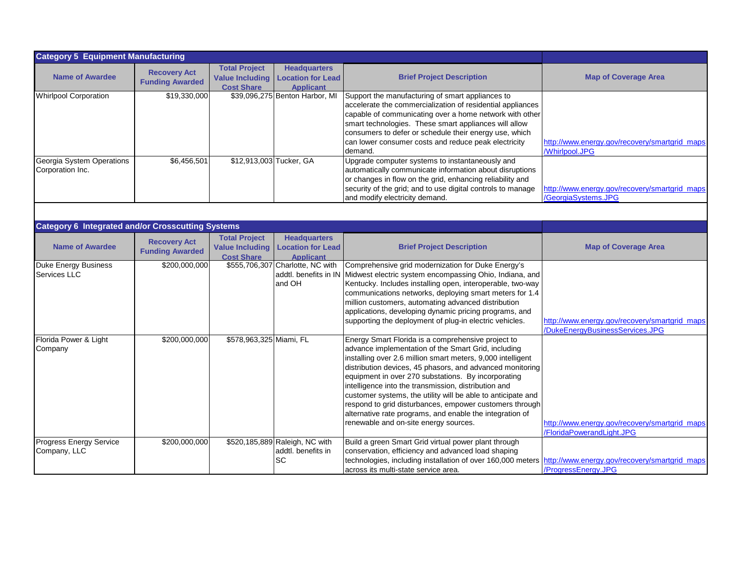## Category 5 Equipment Manufacturing

| Name of Awardee | Recovery Act Funding Awarded | Total Project Value Including Cost Share | Headquarters Location for Lead Applicant | Brief Project Description | Map of Coverage Area |
|---|---|---|---|---|---|
| Whirlpool Corporation | $19,330,000 | $39,096,275 | Benton Harbor, MI | Support the manufacturing of smart appliances to accelerate the commercialization of residential appliances capable of communicating over a home network with other smart technologies. These smart appliances will allow consumers to defer or schedule their energy use, which can lower consumer costs and reduce peak electricity demand. | http://www.energy.gov/recovery/smartgrid_maps/Whirlpool.JPG |
| Georgia System Operations Corporation Inc. | $6,456,501 | $12,913,003 | Tucker, GA | Upgrade computer systems to instantaneously and automatically communicate information about disruptions or changes in flow on the grid, enhancing reliability and security of the grid; and to use digital controls to manage and modify electricity demand. | http://www.energy.gov/recovery/smartgrid_maps/GeorgiaSystems.JPG |

## Category 6 Integrated and/or Crosscutting Systems

| Name of Awardee | Recovery Act Funding Awarded | Total Project Value Including Cost Share | Headquarters Location for Lead Applicant | Brief Project Description | Map of Coverage Area |
|---|---|---|---|---|---|
| Duke Energy Business Services LLC | $200,000,000 | $555,706,307 | Charlotte, NC with addtl. benefits in IN and OH | Comprehensive grid modernization for Duke Energy's Midwest electric system encompassing Ohio, Indiana, and Kentucky. Includes installing open, interoperable, two-way communications networks, deploying smart meters for 1.4 million customers, automating advanced distribution applications, developing dynamic pricing programs, and supporting the deployment of plug-in electric vehicles. | http://www.energy.gov/recovery/smartgrid_maps/DukeEnergyBusinessServices.JPG |
| Florida Power & Light Company | $200,000,000 | $578,963,325 | Miami, FL | Energy Smart Florida is a comprehensive project to advance implementation of the Smart Grid, including installing over 2.6 million smart meters, 9,000 intelligent distribution devices, 45 phasors, and advanced monitoring equipment in over 270 substations. By incorporating intelligence into the transmission, distribution and customer systems, the utility will be able to anticipate and respond to grid disturbances, empower customers through alternative rate programs, and enable the integration of renewable and on-site energy sources. | http://www.energy.gov/recovery/smartgrid_maps/FloridaPowerandLight.JPG |
| Progress Energy Service Company, LLC | $200,000,000 | $520,185,889 | Raleigh, NC with addtl. benefits in SC | Build a green Smart Grid virtual power plant through conservation, efficiency and advanced load shaping technologies, including installation of over 160,000 meters across its multi-state service area. | http://www.energy.gov/recovery/smartgrid_maps/ProgressEnergy.JPG |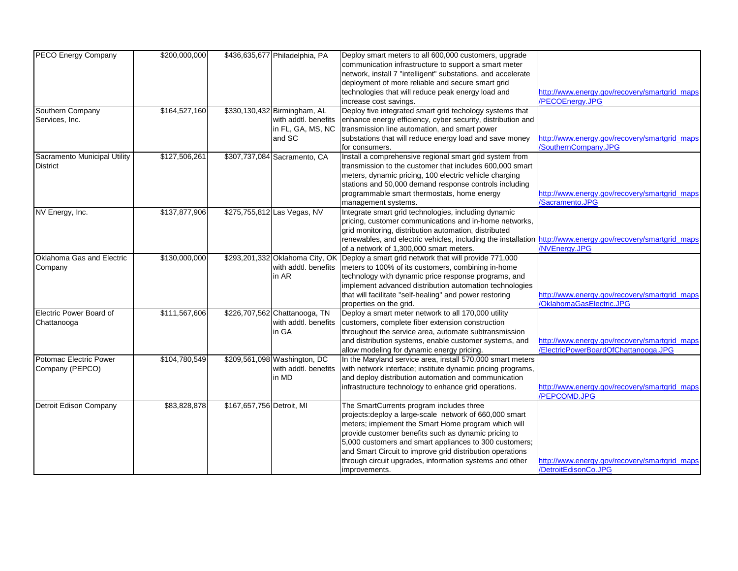| | | | | | |
|---|---|---|---|---|---|
| PECO Energy Company | $200,000,000 | $436,635,677 | Philadelphia, PA | Deploy smart meters to all 600,000 customers, upgrade communication infrastructure to support a smart meter network, install 7 "intelligent" substations, and accelerate deployment of more reliable and secure smart grid technologies that will reduce peak energy load and increase cost savings. | http://www.energy.gov/recovery/smartgrid_maps/PECOEnergy.JPG |
| Southern Company Services, Inc. | $164,527,160 | $330,130,432 | Birmingham, AL with addtl. benefits in FL, GA, MS, NC and SC | Deploy five integrated smart grid techology systems that enhance energy efficiency, cyber security, distribution and transmission line automation, and smart power substations that will reduce energy load and save money for consumers. | http://www.energy.gov/recovery/smartgrid_maps/SouthernCompany.JPG |
| Sacramento Municipal Utility District | $127,506,261 | $307,737,084 | Sacramento, CA | Install a comprehensive regional smart grid system from transmission to the customer that includes 600,000 smart meters, dynamic pricing, 100 electric vehicle charging stations and 50,000 demand response controls including programmable smart thermostats, home energy management systems. | http://www.energy.gov/recovery/smartgrid_maps/Sacramento.JPG |
| NV Energy, Inc. | $137,877,906 | $275,755,812 | Las Vegas, NV | Integrate smart grid technologies, including dynamic pricing, customer communications and in-home networks, grid monitoring, distribution automation, distributed renewables, and electric vehicles, including the installation of a network of 1,300,000 smart meters. | http://www.energy.gov/recovery/smartgrid_maps/NVEnergy.JPG |
| Oklahoma Gas and Electric Company | $130,000,000 | $293,201,332 | Oklahoma City, OK with addtl. benefits in AR | Deploy a smart grid network that will provide 771,000 meters to 100% of its customers, combining in-home technology with dynamic price response programs, and implement advanced distribution automation technologies that will facilitate "self-healing" and power restoring properties on the grid. | http://www.energy.gov/recovery/smartgrid_maps/OklahomaGasElectric.JPG |
| Electric Power Board of Chattanooga | $111,567,606 | $226,707,562 | Chattanooga, TN with addtl. benefits in GA | Deploy a smart meter network to all 170,000 utility customers, complete fiber extension construction throughout the service area, automate subtransmission and distribution systems, enable customer systems, and allow modeling for dynamic energy pricing. | http://www.energy.gov/recovery/smartgrid_maps/ElectricPowerBoardOfChattanooga.JPG |
| Potomac Electric Power Company (PEPCO) | $104,780,549 | $209,561,098 | Washington, DC with addtl. benefits in MD | In the Maryland service area, install 570,000 smart meters with network interface; institute dynamic pricing programs, and deploy distribution automation and communication infrastructure technology to enhance grid operations. | http://www.energy.gov/recovery/smartgrid_maps/PEPCOMD.JPG |
| Detroit Edison Company | $83,828,878 | $167,657,756 | Detroit, MI | The SmartCurrents program includes three projects:deploy a large-scale network of 660,000 smart meters; implement the Smart Home program which will provide customer benefits such as dynamic pricing to 5,000 customers and smart appliances to 300 customers; and Smart Circuit to improve grid distribution operations through circuit upgrades, information systems and other improvements. | http://www.energy.gov/recovery/smartgrid_maps/DetroitEdisonCo.JPG |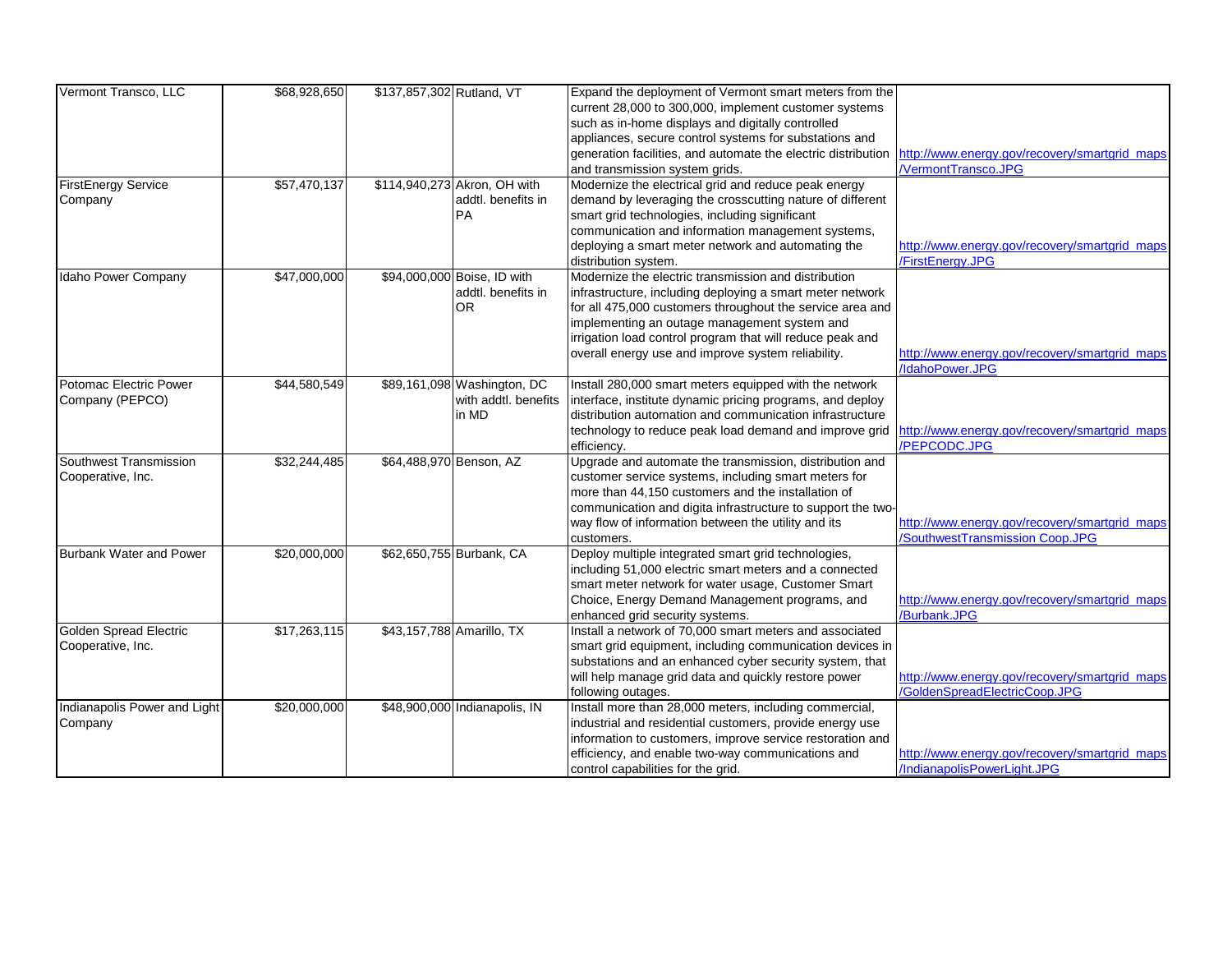| | | | | | |
|---|---|---|---|---|---|
| Vermont Transco, LLC | $68,928,650 | $137,857,302 | Rutland, VT | Expand the deployment of Vermont smart meters from the current 28,000 to 300,000, implement customer systems such as in-home displays and digitally controlled appliances, secure control systems for substations and generation facilities, and automate the electric distribution and transmission system grids. | http://www.energy.gov/recovery/smartgrid_maps/VermontTransco.JPG |
| FirstEnergy Service Company | $57,470,137 | $114,940,273 | Akron, OH with addtl. benefits in PA | Modernize the electrical grid and reduce peak energy demand by leveraging the crosscutting nature of different smart grid technologies, including significant communication and information management systems, deploying a smart meter network and automating the distribution system. | http://www.energy.gov/recovery/smartgrid_maps/FirstEnergy.JPG |
| Idaho Power Company | $47,000,000 | $94,000,000 | Boise, ID with addtl. benefits in OR | Modernize the electric transmission and distribution infrastructure, including deploying a smart meter network for all 475,000 customers throughout the service area and implementing an outage management system and irrigation load control program that will reduce peak and overall energy use and improve system reliability. | http://www.energy.gov/recovery/smartgrid_maps/IdahoPower.JPG |
| Potomac Electric Power Company (PEPCO) | $44,580,549 | $89,161,098 | Washington, DC with addtl. benefits in MD | Install 280,000 smart meters equipped with the network interface, institute dynamic pricing programs, and deploy distribution automation and communication infrastructure technology to reduce peak load demand and improve grid efficiency. | http://www.energy.gov/recovery/smartgrid_maps/PEPCODC.JPG |
| Southwest Transmission Cooperative, Inc. | $32,244,485 | $64,488,970 | Benson, AZ | Upgrade and automate the transmission, distribution and customer service systems, including smart meters for more than 44,150 customers and the installation of communication and digita infrastructure to support the two-way flow of information between the utility and its customers. | http://www.energy.gov/recovery/smartgrid_maps/SouthwestTransmission Coop.JPG |
| Burbank Water and Power | $20,000,000 | $62,650,755 | Burbank, CA | Deploy multiple integrated smart grid technologies, including 51,000 electric smart meters and a connected smart meter network for water usage, Customer Smart Choice, Energy Demand Management programs, and enhanced grid security systems. | http://www.energy.gov/recovery/smartgrid_maps/Burbank.JPG |
| Golden Spread Electric Cooperative, Inc. | $17,263,115 | $43,157,788 | Amarillo, TX | Install a network of 70,000 smart meters and associated smart grid equipment, including communication devices in substations and an enhanced cyber security system, that will help manage grid data and quickly restore power following outages. | http://www.energy.gov/recovery/smartgrid_maps/GoldenSpreadElectricCoop.JPG |
| Indianapolis Power and Light Company | $20,000,000 | $48,900,000 | Indianapolis, IN | Install more than 28,000 meters, including commercial, industrial and residential customers, provide energy use information to customers, improve service restoration and efficiency, and enable two-way communications and control capabilities for the grid. | http://www.energy.gov/recovery/smartgrid_maps/IndianapolisPowerLight.JPG |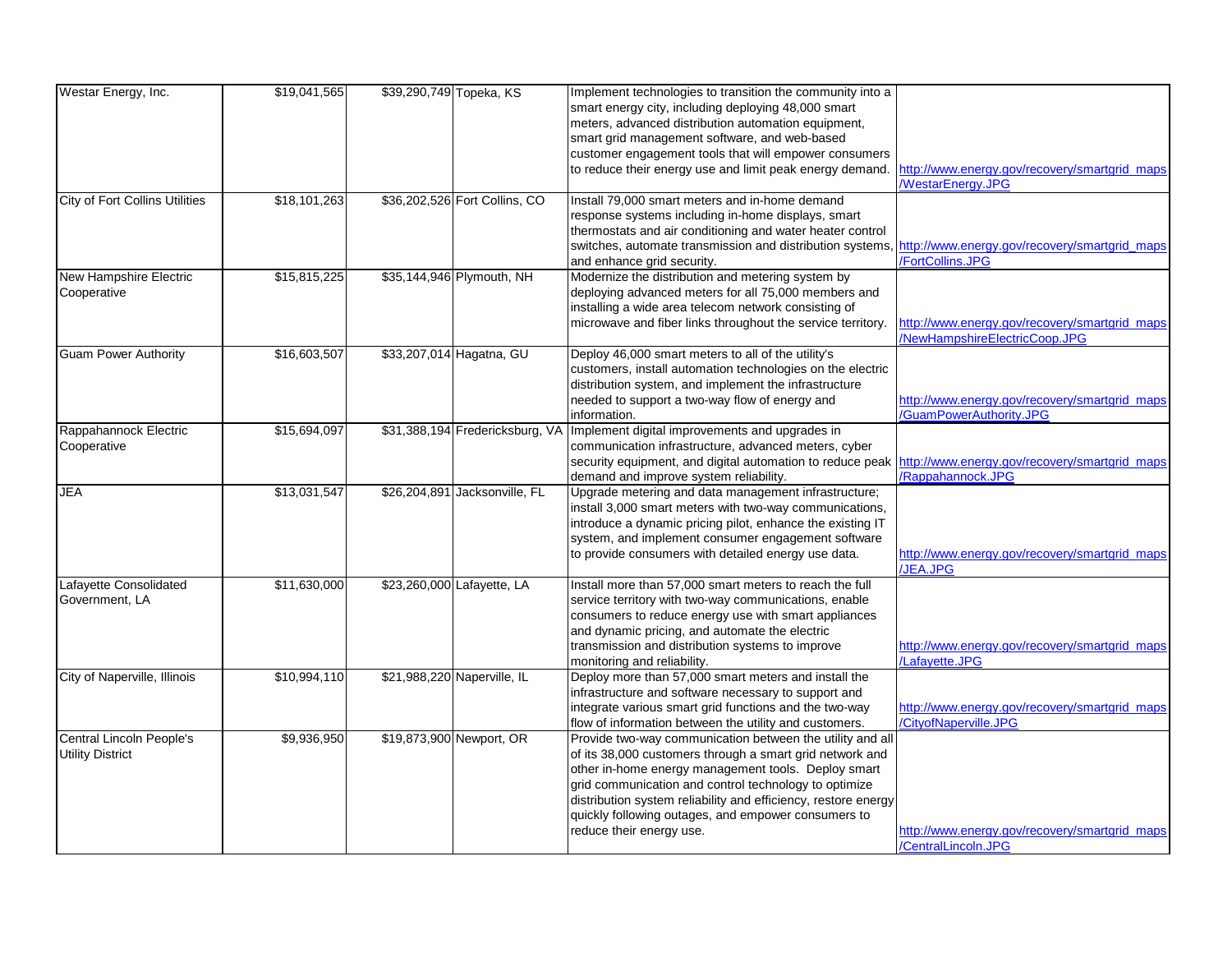| | | | | | |
|---|---|---|---|---|---|
| Westar Energy, Inc. | $19,041,565 | $39,290,749 | Topeka, KS | Implement technologies to transition the community into a smart energy city, including deploying 48,000 smart meters, advanced distribution automation equipment, smart grid management software, and web-based customer engagement tools that will empower consumers to reduce their energy use and limit peak energy demand. | http://www.energy.gov/recovery/smartgrid_maps/WestarEnergy.JPG |
| City of Fort Collins Utilities | $18,101,263 | $36,202,526 | Fort Collins, CO | Install 79,000 smart meters and in-home demand response systems including in-home displays, smart thermostats and air conditioning and water heater control switches, automate transmission and distribution systems, and enhance grid security. | http://www.energy.gov/recovery/smartgrid_maps/FortCollins.JPG |
| New Hampshire Electric Cooperative | $15,815,225 | $35,144,946 | Plymouth, NH | Modernize the distribution and metering system by deploying advanced meters for all 75,000 members and installing a wide area telecom network consisting of microwave and fiber links throughout the service territory. | http://www.energy.gov/recovery/smartgrid_maps/NewHampshireElectricCoop.JPG |
| Guam Power Authority | $16,603,507 | $33,207,014 | Hagatna, GU | Deploy 46,000 smart meters to all of the utility's customers, install automation technologies on the electric distribution system, and implement the infrastructure needed to support a two-way flow of energy and information. | http://www.energy.gov/recovery/smartgrid_maps/GuamPowerAuthority.JPG |
| Rappahannock Electric Cooperative | $15,694,097 | $31,388,194 | Fredericksburg, VA | Implement digital improvements and upgrades in communication infrastructure, advanced meters, cyber security equipment, and digital automation to reduce peak demand and improve system reliability. | http://www.energy.gov/recovery/smartgrid_maps/Rappahannock.JPG |
| JEA | $13,031,547 | $26,204,891 | Jacksonville, FL | Upgrade metering and data management infrastructure; install 3,000 smart meters with two-way communications, introduce a dynamic pricing pilot, enhance the existing IT system, and implement consumer engagement software to provide consumers with detailed energy use data. | http://www.energy.gov/recovery/smartgrid_maps/JEA.JPG |
| Lafayette Consolidated Government, LA | $11,630,000 | $23,260,000 | Lafayette, LA | Install more than 57,000 smart meters to reach the full service territory with two-way communications, enable consumers to reduce energy use with smart appliances and dynamic pricing, and automate the electric transmission and distribution systems to improve monitoring and reliability. | http://www.energy.gov/recovery/smartgrid_maps/Lafayette.JPG |
| City of Naperville, Illinois | $10,994,110 | $21,988,220 | Naperville, IL | Deploy more than 57,000 smart meters and install the infrastructure and software necessary to support and integrate various smart grid functions and the two-way flow of information between the utility and customers. | http://www.energy.gov/recovery/smartgrid_maps/CityofNaperville.JPG |
| Central Lincoln People's Utility District | $9,936,950 | $19,873,900 | Newport, OR | Provide two-way communication between the utility and all of its 38,000 customers through a smart grid network and other in-home energy management tools. Deploy smart grid communication and control technology to optimize distribution system reliability and efficiency, restore energy quickly following outages, and empower consumers to reduce their energy use. | http://www.energy.gov/recovery/smartgrid_maps/CentralLincoln.JPG |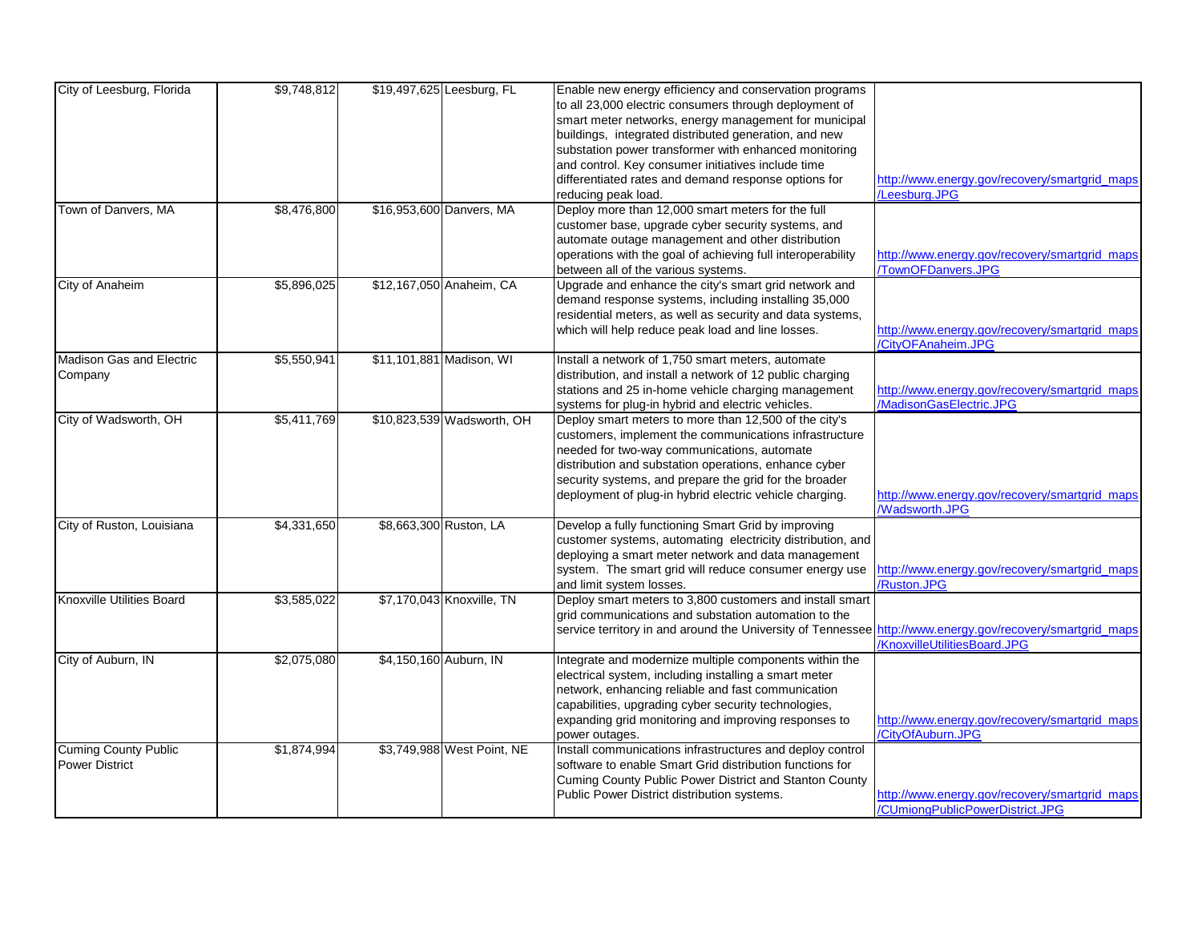| | | | | | |
|---|---|---|---|---|---|
| City of Leesburg, Florida | $9,748,812 | $19,497,625 | Leesburg, FL | Enable new energy efficiency and conservation programs to all 23,000 electric consumers through deployment of smart meter networks, energy management for municipal buildings, integrated distributed generation, and new substation power transformer with enhanced monitoring and control. Key consumer initiatives include time differentiated rates and demand response options for reducing peak load. | http://www.energy.gov/recovery/smartgrid_maps/Leesburg.JPG |
| Town of Danvers, MA | $8,476,800 | $16,953,600 | Danvers, MA | Deploy more than 12,000 smart meters for the full customer base, upgrade cyber security systems, and automate outage management and other distribution operations with the goal of achieving full interoperability between all of the various systems. | http://www.energy.gov/recovery/smartgrid_maps/TownOFDanvers.JPG |
| City of Anaheim | $5,896,025 | $12,167,050 | Anaheim, CA | Upgrade and enhance the city's smart grid network and demand response systems, including installing 35,000 residential meters, as well as security and data systems, which will help reduce peak load and line losses. | http://www.energy.gov/recovery/smartgrid_maps/CityOFAnaheim.JPG |
| Madison Gas and Electric Company | $5,550,941 | $11,101,881 | Madison, WI | Install a network of 1,750 smart meters, automate distribution, and install a network of 12 public charging stations and 25 in-home vehicle charging management systems for plug-in hybrid and electric vehicles. | http://www.energy.gov/recovery/smartgrid_maps/MadisonGasElectric.JPG |
| City of Wadsworth, OH | $5,411,769 | $10,823,539 | Wadsworth, OH | Deploy smart meters to more than 12,500 of the city's customers, implement the communications infrastructure needed for two-way communications, automate distribution and substation operations, enhance cyber security systems, and prepare the grid for the broader deployment of plug-in hybrid electric vehicle charging. | http://www.energy.gov/recovery/smartgrid_maps/Wadsworth.JPG |
| City of Ruston, Louisiana | $4,331,650 | $8,663,300 | Ruston, LA | Develop a fully functioning Smart Grid by improving customer systems, automating electricity distribution, and deploying a smart meter network and data management system. The smart grid will reduce consumer energy use and limit system losses. | http://www.energy.gov/recovery/smartgrid_maps/Ruston.JPG |
| Knoxville Utilities Board | $3,585,022 | $7,170,043 | Knoxville, TN | Deploy smart meters to 3,800 customers and install smart grid communications and substation automation to the service territory in and around the University of Tennessee | http://www.energy.gov/recovery/smartgrid_maps/KnoxvilleUtilitiesBoard.JPG |
| City of Auburn, IN | $2,075,080 | $4,150,160 | Auburn, IN | Integrate and modernize multiple components within the electrical system, including installing a smart meter network, enhancing reliable and fast communication capabilities, upgrading cyber security technologies, expanding grid monitoring and improving responses to power outages. | http://www.energy.gov/recovery/smartgrid_maps/CityOfAuburn.JPG |
| Cuming County Public Power District | $1,874,994 | $3,749,988 | West Point, NE | Install communications infrastructures and deploy control software to enable Smart Grid distribution functions for Cuming County Public Power District and Stanton County Public Power District distribution systems. | http://www.energy.gov/recovery/smartgrid_maps/CUmiongPublicPowerDistrict.JPG |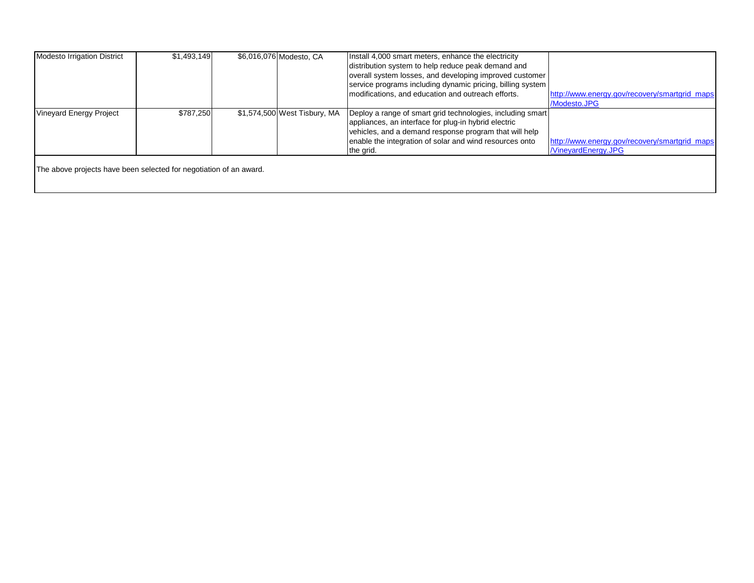| | | | | | |
|---|---|---|---|---|---|
| Modesto Irrigation District | $1,493,149 | $6,016,076 | Modesto, CA | Install 4,000 smart meters, enhance the electricity distribution system to help reduce peak demand and overall system losses, and developing improved customer service programs including dynamic pricing, billing system modifications, and education and outreach efforts. | http://www.energy.gov/recovery/smartgrid_maps/Modesto.JPG |
| Vineyard Energy Project | $787,250 | $1,574,500 | West Tisbury, MA | Deploy a range of smart grid technologies, including smart appliances, an interface for plug-in hybrid electric vehicles, and a demand response program that will help enable the integration of solar and wind resources onto the grid. | http://www.energy.gov/recovery/smartgrid_maps/VineyardEnergy.JPG |

The above projects have been selected for negotiation of an award.